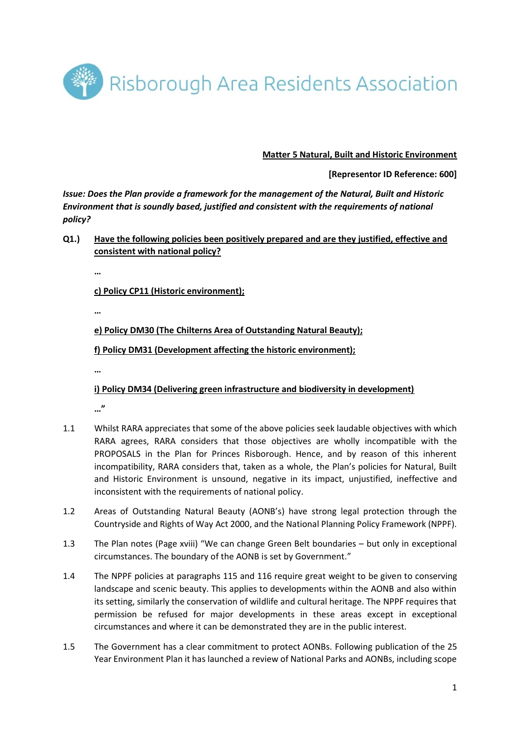# Risborough Area Residents Association

**Matter 5 Natural, Built and Historic Environment**

**[Representor ID Reference: 600]**

***Issue: Does the Plan provide a framework for the management of the Natural, Built and Historic Environment that is soundly based, justified and consistent with the requirements of national policy?***

**Q1.)** **Have the following policies been positively prepared and are they justified, effective and consistent with national policy?**

**…**

**c) Policy CP11 (Historic environment);**

**…**

**e) Policy DM30 (The Chilterns Area of Outstanding Natural Beauty);**

**f) Policy DM31 (Development affecting the historic environment);**

**…**

**i) Policy DM34 (Delivering green infrastructure and biodiversity in development)**

**…"**

1.1 Whilst RARA appreciates that some of the above policies seek laudable objectives with which RARA agrees, RARA considers that those objectives are wholly incompatible with the PROPOSALS in the Plan for Princes Risborough. Hence, and by reason of this inherent incompatibility, RARA considers that, taken as a whole, the Plan's policies for Natural, Built and Historic Environment is unsound, negative in its impact, unjustified, ineffective and inconsistent with the requirements of national policy.

1.2 Areas of Outstanding Natural Beauty (AONB's) have strong legal protection through the Countryside and Rights of Way Act 2000, and the National Planning Policy Framework (NPPF).

1.3 The Plan notes (Page xviii) "We can change Green Belt boundaries – but only in exceptional circumstances. The boundary of the AONB is set by Government."

1.4 The NPPF policies at paragraphs 115 and 116 require great weight to be given to conserving landscape and scenic beauty. This applies to developments within the AONB and also within its setting, similarly the conservation of wildlife and cultural heritage. The NPPF requires that permission be refused for major developments in these areas except in exceptional circumstances and where it can be demonstrated they are in the public interest.

1.5 The Government has a clear commitment to protect AONBs. Following publication of the 25 Year Environment Plan it has launched a review of National Parks and AONBs, including scope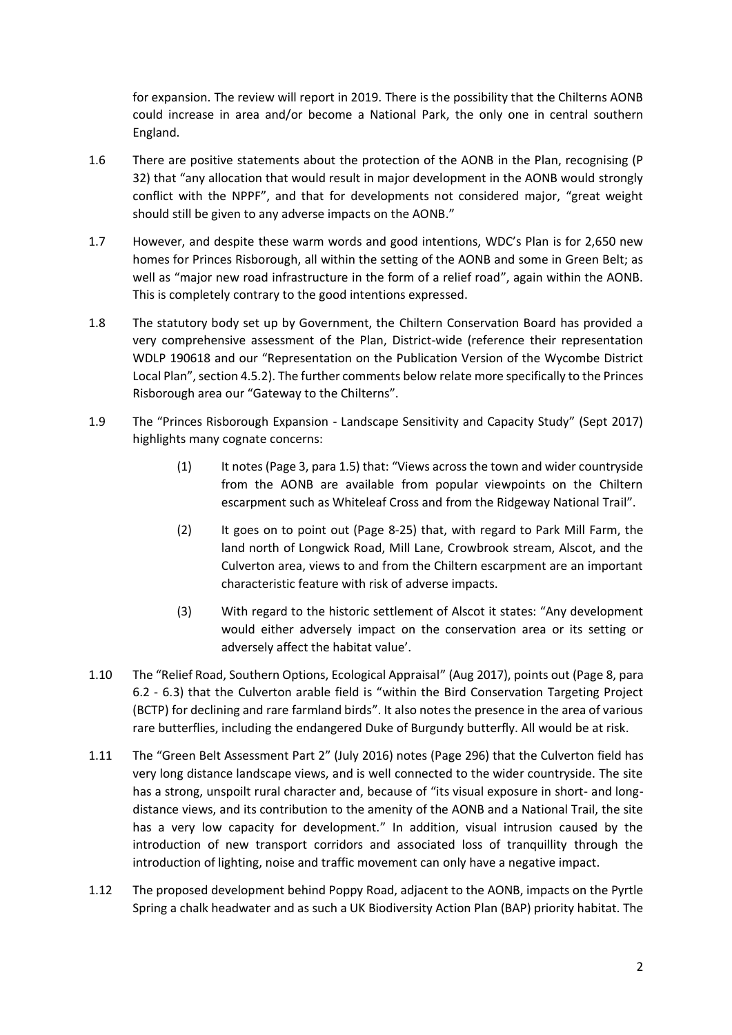for expansion. The review will report in 2019. There is the possibility that the Chilterns AONB could increase in area and/or become a National Park, the only one in central southern England.

1.6 There are positive statements about the protection of the AONB in the Plan, recognising (P 32) that "any allocation that would result in major development in the AONB would strongly conflict with the NPPF", and that for developments not considered major, "great weight should still be given to any adverse impacts on the AONB."

1.7 However, and despite these warm words and good intentions, WDC's Plan is for 2,650 new homes for Princes Risborough, all within the setting of the AONB and some in Green Belt; as well as "major new road infrastructure in the form of a relief road", again within the AONB. This is completely contrary to the good intentions expressed.

1.8 The statutory body set up by Government, the Chiltern Conservation Board has provided a very comprehensive assessment of the Plan, District-wide (reference their representation WDLP 190618 and our "Representation on the Publication Version of the Wycombe District Local Plan", section 4.5.2). The further comments below relate more specifically to the Princes Risborough area our "Gateway to the Chilterns".

1.9 The "Princes Risborough Expansion - Landscape Sensitivity and Capacity Study" (Sept 2017) highlights many cognate concerns:

   (1) It notes (Page 3, para 1.5) that: "Views across the town and wider countryside from the AONB are available from popular viewpoints on the Chiltern escarpment such as Whiteleaf Cross and from the Ridgeway National Trail".

   (2) It goes on to point out (Page 8-25) that, with regard to Park Mill Farm, the land north of Longwick Road, Mill Lane, Crowbrook stream, Alscot, and the Culverton area, views to and from the Chiltern escarpment are an important characteristic feature with risk of adverse impacts.

   (3) With regard to the historic settlement of Alscot it states: "Any development would either adversely impact on the conservation area or its setting or adversely affect the habitat value'.

1.10 The "Relief Road, Southern Options, Ecological Appraisal" (Aug 2017), points out (Page 8, para 6.2 - 6.3) that the Culverton arable field is "within the Bird Conservation Targeting Project (BCTP) for declining and rare farmland birds". It also notes the presence in the area of various rare butterflies, including the endangered Duke of Burgundy butterfly. All would be at risk.

1.11 The "Green Belt Assessment Part 2" (July 2016) notes (Page 296) that the Culverton field has very long distance landscape views, and is well connected to the wider countryside. The site has a strong, unspoilt rural character and, because of "its visual exposure in short- and long-distance views, and its contribution to the amenity of the AONB and a National Trail, the site has a very low capacity for development." In addition, visual intrusion caused by the introduction of new transport corridors and associated loss of tranquillity through the introduction of lighting, noise and traffic movement can only have a negative impact.

1.12 The proposed development behind Poppy Road, adjacent to the AONB, impacts on the Pyrtle Spring a chalk headwater and as such a UK Biodiversity Action Plan (BAP) priority habitat. The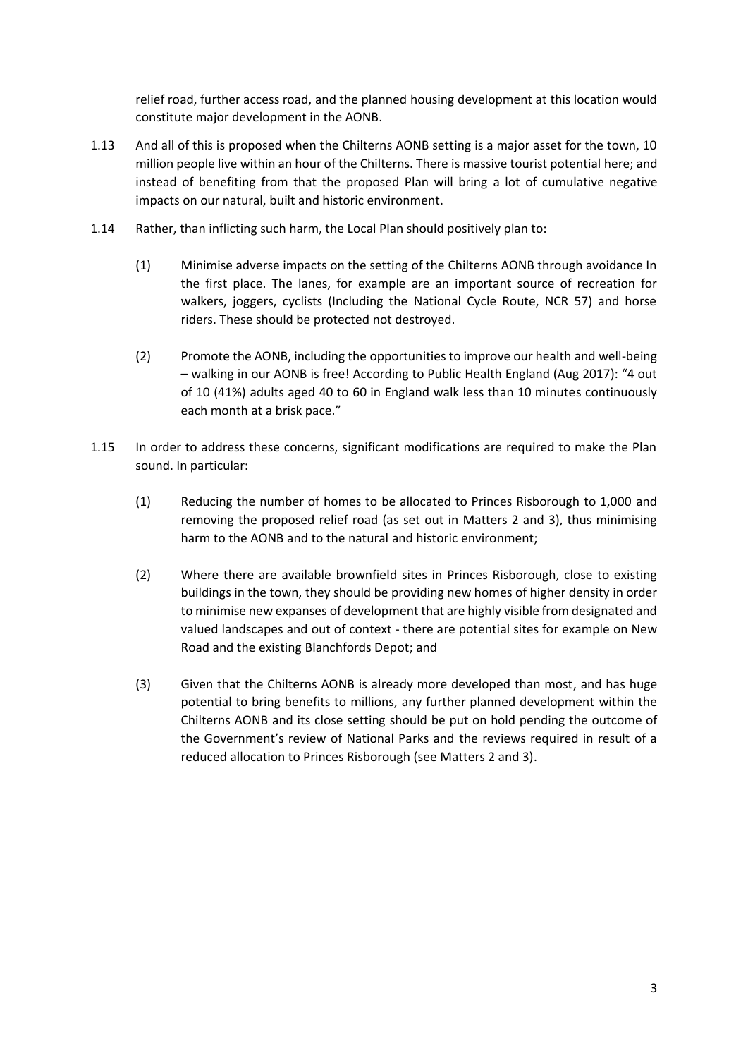relief road, further access road, and the planned housing development at this location would constitute major development in the AONB.

1.13 And all of this is proposed when the Chilterns AONB setting is a major asset for the town, 10 million people live within an hour of the Chilterns. There is massive tourist potential here; and instead of benefiting from that the proposed Plan will bring a lot of cumulative negative impacts on our natural, built and historic environment.

1.14 Rather, than inflicting such harm, the Local Plan should positively plan to:

(1) Minimise adverse impacts on the setting of the Chilterns AONB through avoidance In the first place. The lanes, for example are an important source of recreation for walkers, joggers, cyclists (Including the National Cycle Route, NCR 57) and horse riders. These should be protected not destroyed.

(2) Promote the AONB, including the opportunities to improve our health and well-being – walking in our AONB is free! According to Public Health England (Aug 2017): "4 out of 10 (41%) adults aged 40 to 60 in England walk less than 10 minutes continuously each month at a brisk pace."

1.15 In order to address these concerns, significant modifications are required to make the Plan sound. In particular:

(1) Reducing the number of homes to be allocated to Princes Risborough to 1,000 and removing the proposed relief road (as set out in Matters 2 and 3), thus minimising harm to the AONB and to the natural and historic environment;

(2) Where there are available brownfield sites in Princes Risborough, close to existing buildings in the town, they should be providing new homes of higher density in order to minimise new expanses of development that are highly visible from designated and valued landscapes and out of context - there are potential sites for example on New Road and the existing Blanchfords Depot; and

(3) Given that the Chilterns AONB is already more developed than most, and has huge potential to bring benefits to millions, any further planned development within the Chilterns AONB and its close setting should be put on hold pending the outcome of the Government's review of National Parks and the reviews required in result of a reduced allocation to Princes Risborough (see Matters 2 and 3).